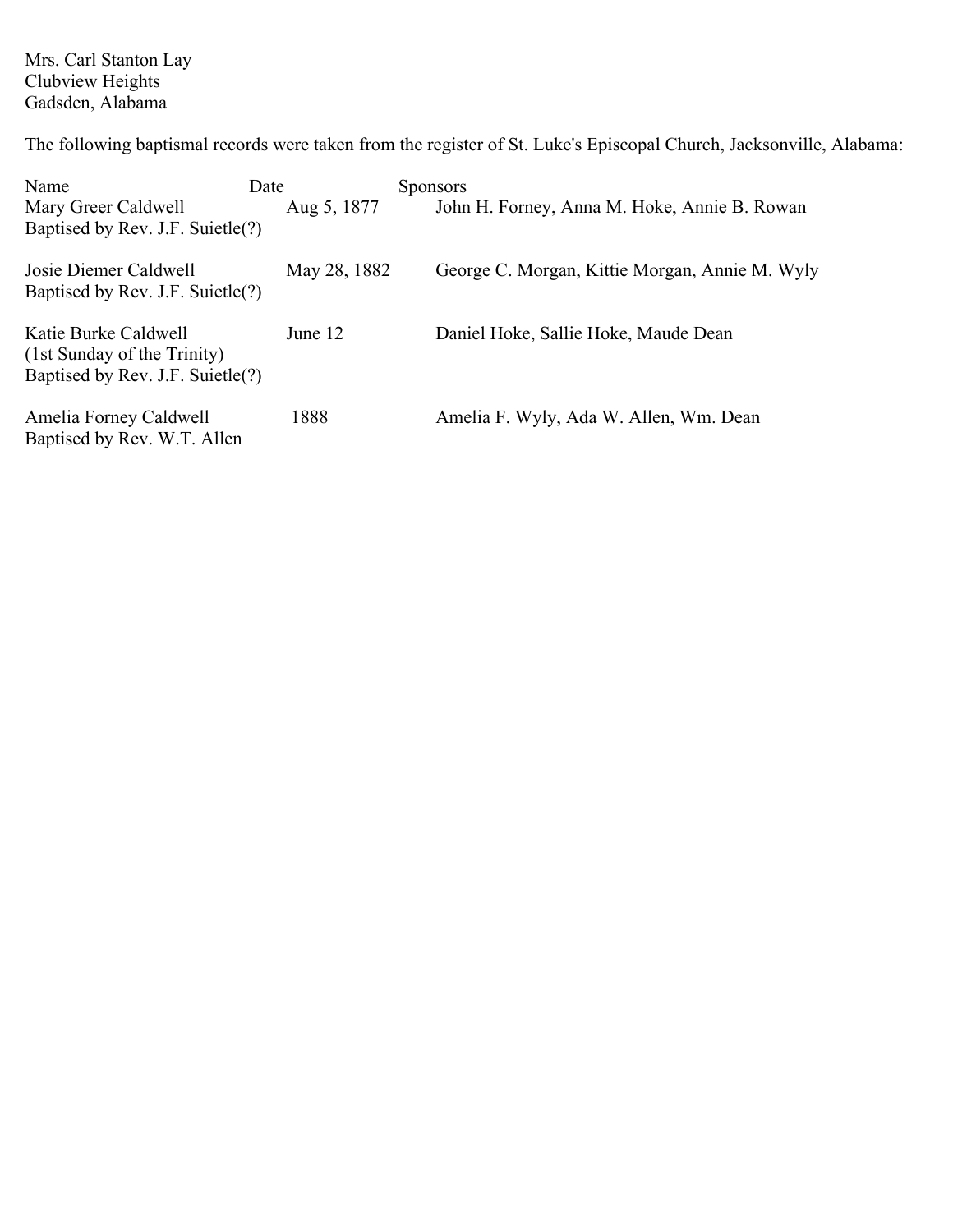Mrs. Carl Stanton Lay
Clubview Heights
Gadsden, Alabama

The following baptismal records were taken from the register of St. Luke's Episcopal Church, Jacksonville, Alabama:

| Name | Date | Sponsors |
|---|---|---|
| Mary Greer Caldwell<br>Baptised by Rev. J.F. Suietle(?) | Aug 5, 1877 | John H. Forney, Anna M. Hoke, Annie B. Rowan |
| Josie Diemer Caldwell<br>Baptised by Rev. J.F. Suietle(?) | May 28, 1882 | George C. Morgan, Kittie Morgan, Annie M. Wyly |
| Katie Burke Caldwell<br>(1st Sunday of the Trinity)<br>Baptised by Rev. J.F. Suietle(?) | June 12 | Daniel Hoke, Sallie Hoke, Maude Dean |
| Amelia Forney Caldwell<br>Baptised by Rev. W.T. Allen | 1888 | Amelia F. Wyly, Ada W. Allen, Wm. Dean |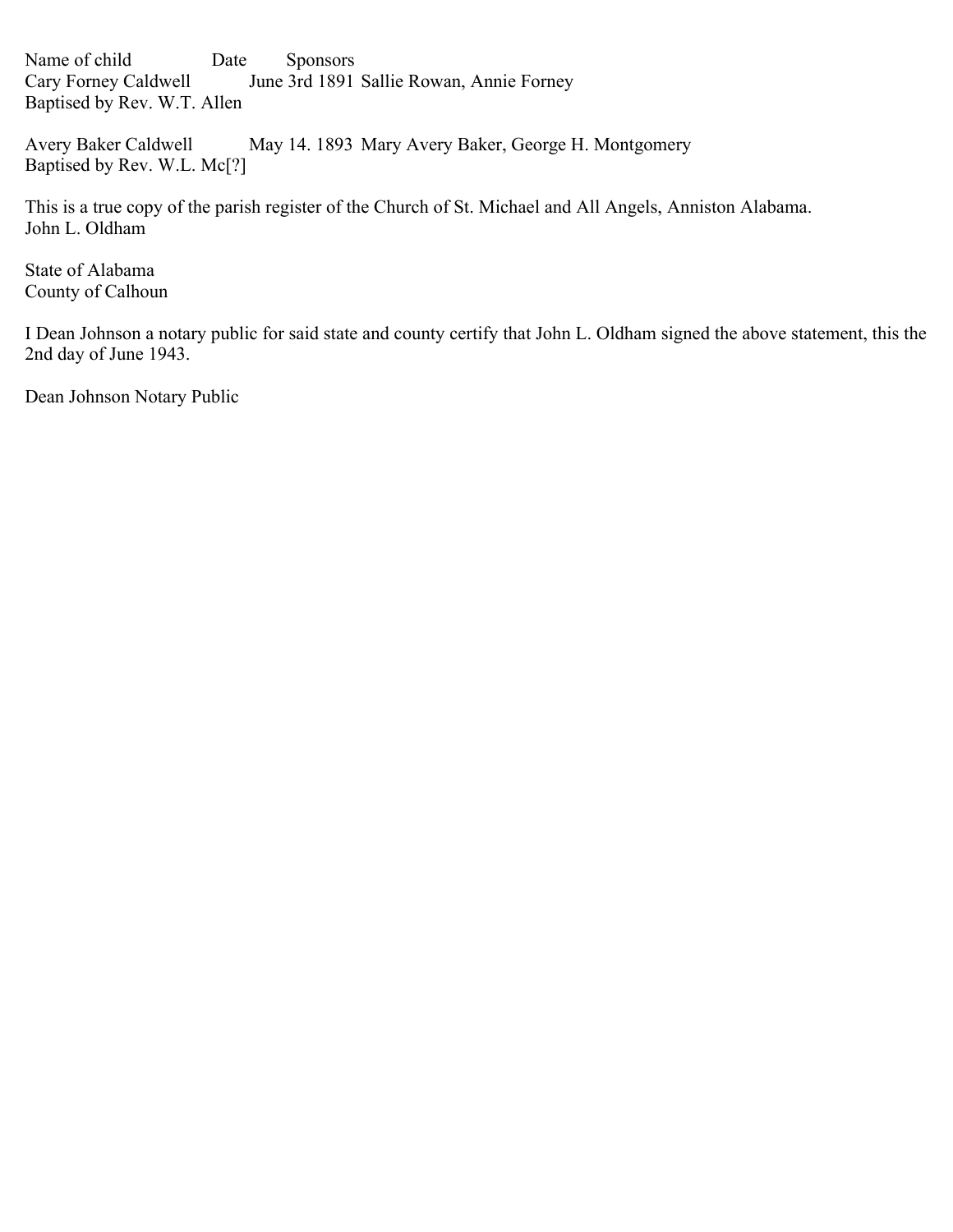| Name of child | Date | Sponsors |
|---|---|---|
| Cary Forney Caldwell | June 3rd 1891 | Sallie Rowan, Annie Forney |

Baptised by Rev. W.T. Allen

| Name of child | Date | Sponsors |
|---|---|---|
| Avery Baker Caldwell | May 14. 1893 | Mary Avery Baker, George H. Montgomery |

Baptised by Rev. W.L. Mc[?]

This is a true copy of the parish register of the Church of St. Michael and All Angels, Anniston Alabama.
John L. Oldham

State of Alabama
County of Calhoun

I Dean Johnson a notary public for said state and county certify that John L. Oldham signed the above statement, this the 2nd day of June 1943.

Dean Johnson Notary Public